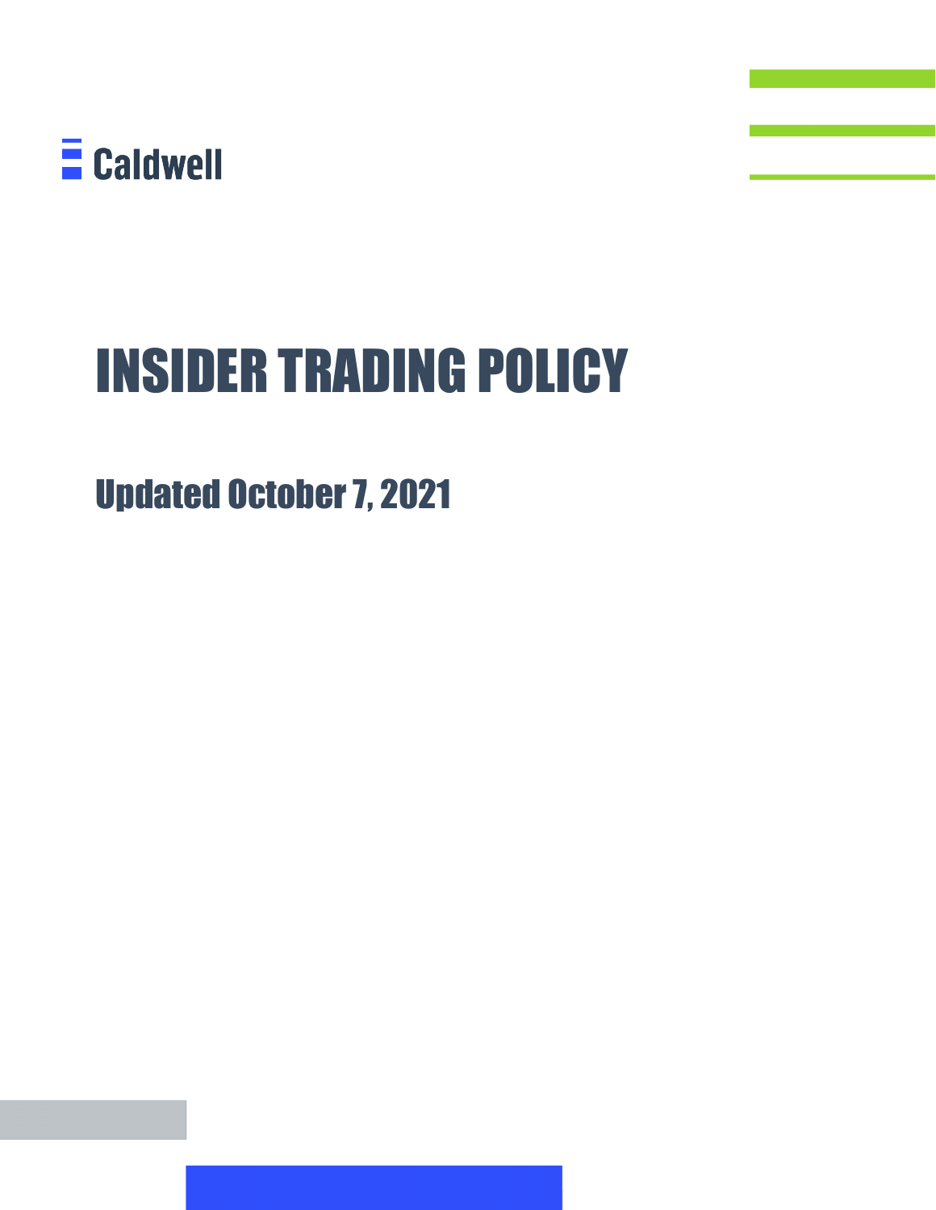Caldwell

# INSIDER TRADING POLICY

## Updated October 7, 2021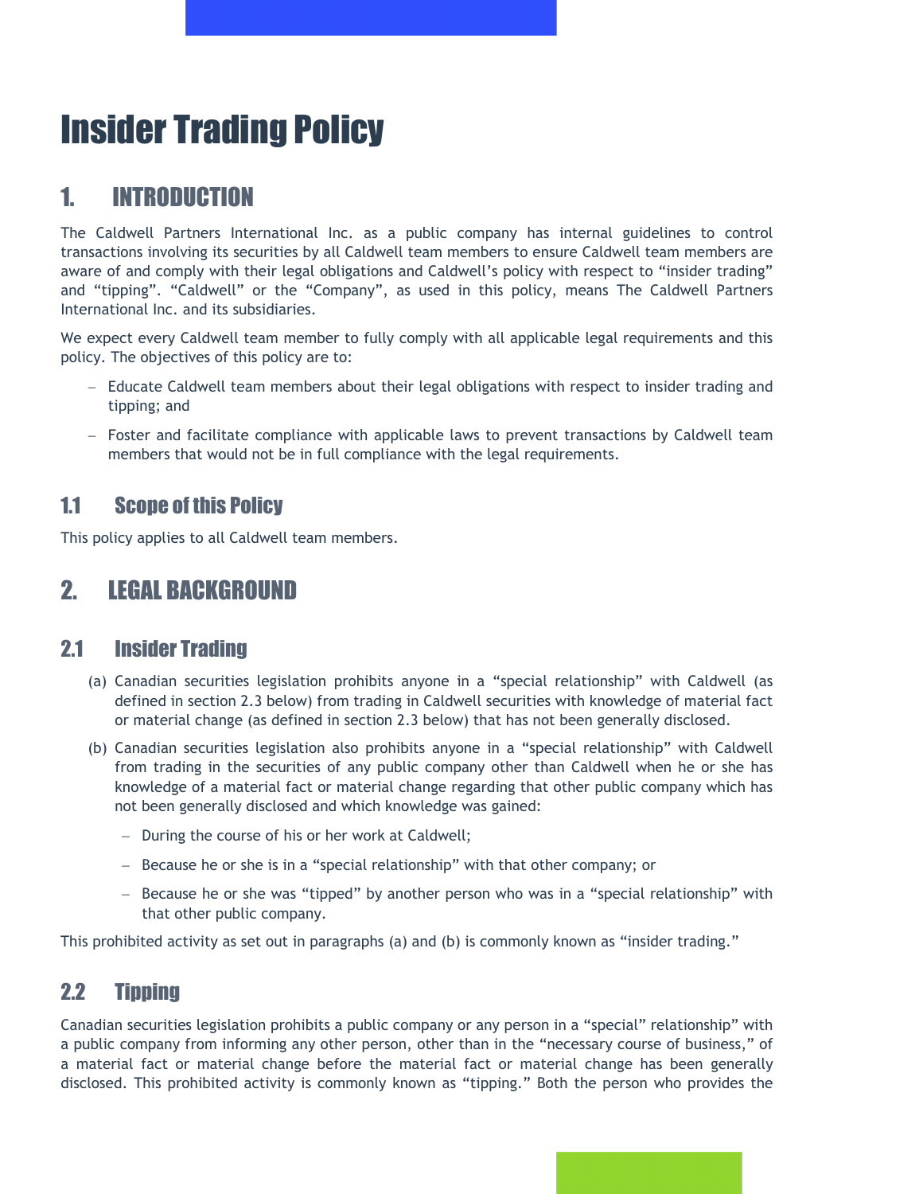# Insider Trading Policy

## 1. INTRODUCTION

The Caldwell Partners International Inc. as a public company has internal guidelines to control transactions involving its securities by all Caldwell team members to ensure Caldwell team members are aware of and comply with their legal obligations and Caldwell's policy with respect to "insider trading" and "tipping". "Caldwell" or the "Company", as used in this policy, means The Caldwell Partners International Inc. and its subsidiaries.

We expect every Caldwell team member to fully comply with all applicable legal requirements and this policy. The objectives of this policy are to:

- Educate Caldwell team members about their legal obligations with respect to insider trading and tipping; and
- Foster and facilitate compliance with applicable laws to prevent transactions by Caldwell team members that would not be in full compliance with the legal requirements.

### 1.1 Scope of this Policy

This policy applies to all Caldwell team members.

## 2. LEGAL BACKGROUND

### 2.1 Insider Trading

(a) Canadian securities legislation prohibits anyone in a "special relationship" with Caldwell (as defined in section 2.3 below) from trading in Caldwell securities with knowledge of material fact or material change (as defined in section 2.3 below) that has not been generally disclosed.

(b) Canadian securities legislation also prohibits anyone in a "special relationship" with Caldwell from trading in the securities of any public company other than Caldwell when he or she has knowledge of a material fact or material change regarding that other public company which has not been generally disclosed and which knowledge was gained:

- During the course of his or her work at Caldwell;
- Because he or she is in a "special relationship" with that other company; or
- Because he or she was "tipped" by another person who was in a "special relationship" with that other public company.

This prohibited activity as set out in paragraphs (a) and (b) is commonly known as "insider trading."

### 2.2 Tipping

Canadian securities legislation prohibits a public company or any person in a "special" relationship" with a public company from informing any other person, other than in the "necessary course of business," of a material fact or material change before the material fact or material change has been generally disclosed. This prohibited activity is commonly known as "tipping." Both the person who provides the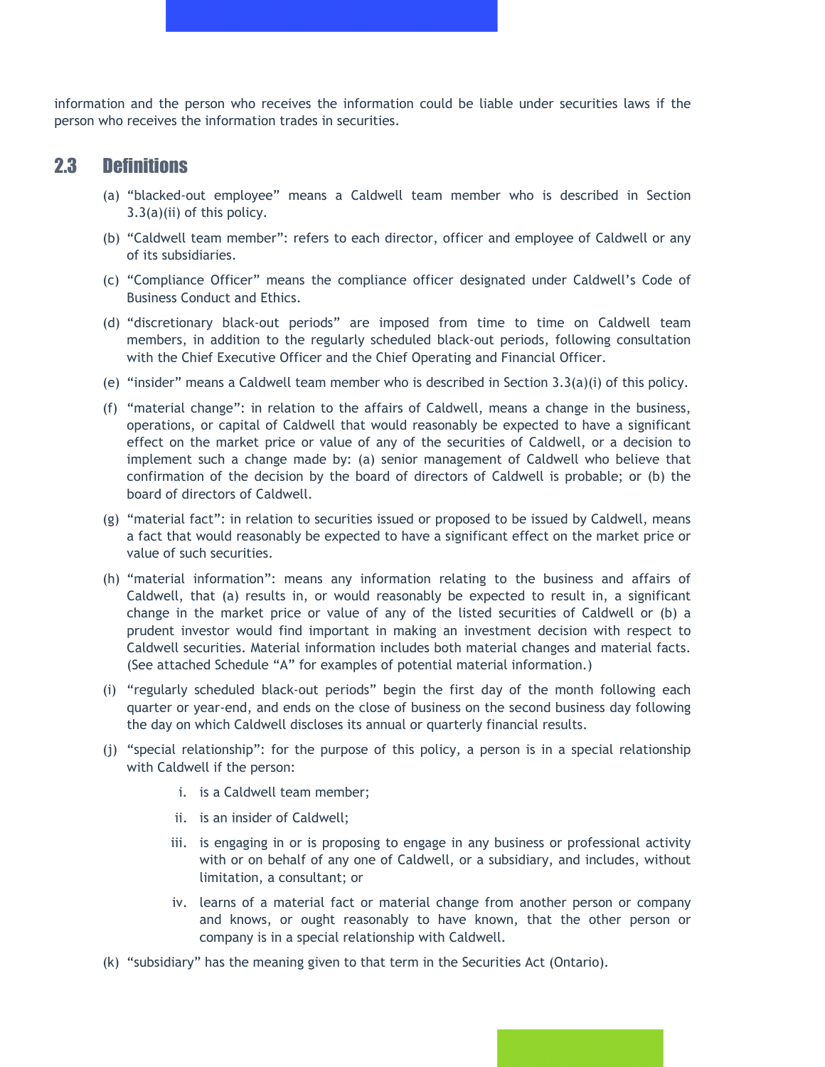information and the person who receives the information could be liable under securities laws if the person who receives the information trades in securities.

## 2.3 Definitions

(a) "blacked-out employee" means a Caldwell team member who is described in Section 3.3(a)(ii) of this policy.

(b) "Caldwell team member": refers to each director, officer and employee of Caldwell or any of its subsidiaries.

(c) "Compliance Officer" means the compliance officer designated under Caldwell's Code of Business Conduct and Ethics.

(d) "discretionary black-out periods" are imposed from time to time on Caldwell team members, in addition to the regularly scheduled black-out periods, following consultation with the Chief Executive Officer and the Chief Operating and Financial Officer.

(e) "insider" means a Caldwell team member who is described in Section 3.3(a)(i) of this policy.

(f) "material change": in relation to the affairs of Caldwell, means a change in the business, operations, or capital of Caldwell that would reasonably be expected to have a significant effect on the market price or value of any of the securities of Caldwell, or a decision to implement such a change made by: (a) senior management of Caldwell who believe that confirmation of the decision by the board of directors of Caldwell is probable; or (b) the board of directors of Caldwell.

(g) "material fact": in relation to securities issued or proposed to be issued by Caldwell, means a fact that would reasonably be expected to have a significant effect on the market price or value of such securities.

(h) "material information": means any information relating to the business and affairs of Caldwell, that (a) results in, or would reasonably be expected to result in, a significant change in the market price or value of any of the listed securities of Caldwell or (b) a prudent investor would find important in making an investment decision with respect to Caldwell securities. Material information includes both material changes and material facts. (See attached Schedule "A" for examples of potential material information.)

(i) "regularly scheduled black-out periods" begin the first day of the month following each quarter or year-end, and ends on the close of business on the second business day following the day on which Caldwell discloses its annual or quarterly financial results.

(j) "special relationship": for the purpose of this policy, a person is in a special relationship with Caldwell if the person:

   i. is a Caldwell team member;

   ii. is an insider of Caldwell;

   iii. is engaging in or is proposing to engage in any business or professional activity with or on behalf of any one of Caldwell, or a subsidiary, and includes, without limitation, a consultant; or

   iv. learns of a material fact or material change from another person or company and knows, or ought reasonably to have known, that the other person or company is in a special relationship with Caldwell.

(k) "subsidiary" has the meaning given to that term in the Securities Act (Ontario).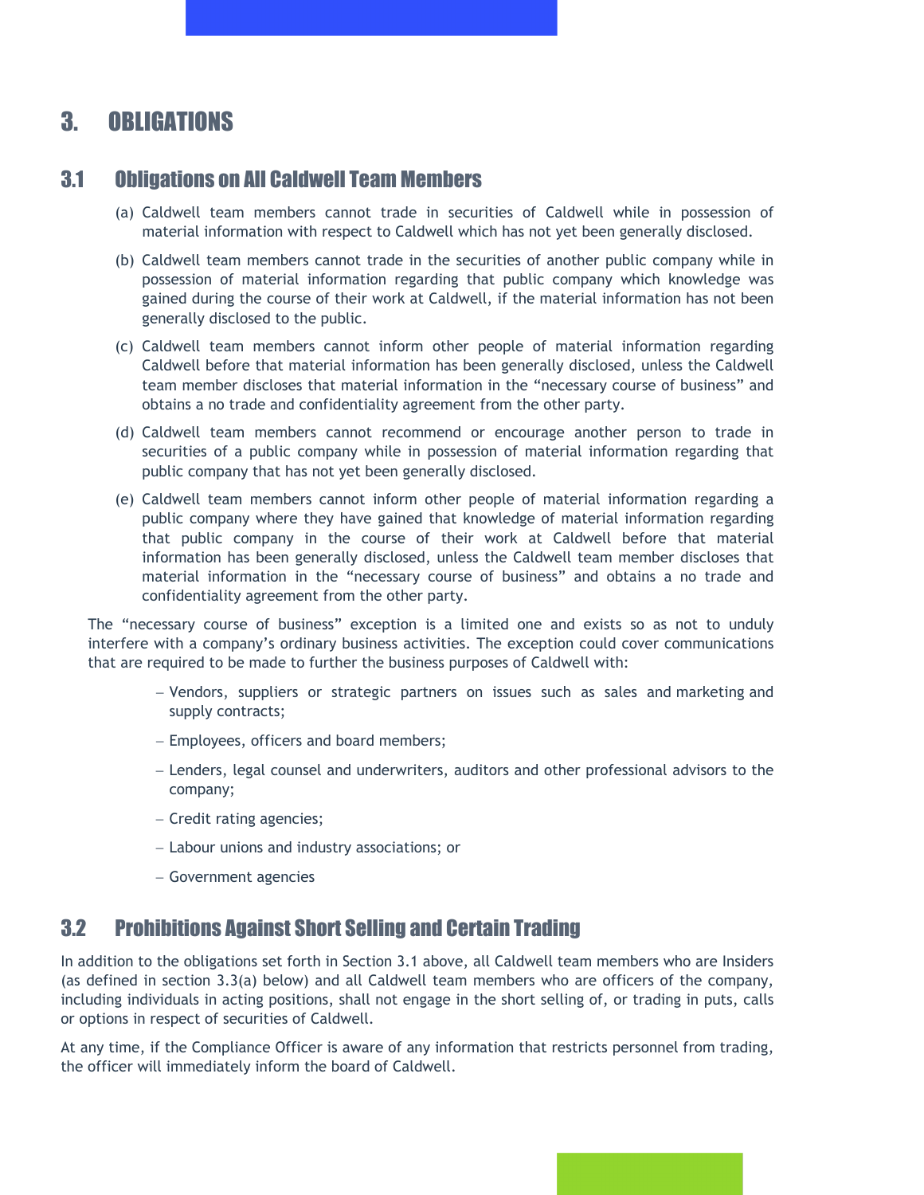# 3. OBLIGATIONS

## 3.1 Obligations on All Caldwell Team Members

(a) Caldwell team members cannot trade in securities of Caldwell while in possession of material information with respect to Caldwell which has not yet been generally disclosed.

(b) Caldwell team members cannot trade in the securities of another public company while in possession of material information regarding that public company which knowledge was gained during the course of their work at Caldwell, if the material information has not been generally disclosed to the public.

(c) Caldwell team members cannot inform other people of material information regarding Caldwell before that material information has been generally disclosed, unless the Caldwell team member discloses that material information in the "necessary course of business" and obtains a no trade and confidentiality agreement from the other party.

(d) Caldwell team members cannot recommend or encourage another person to trade in securities of a public company while in possession of material information regarding that public company that has not yet been generally disclosed.

(e) Caldwell team members cannot inform other people of material information regarding a public company where they have gained that knowledge of material information regarding that public company in the course of their work at Caldwell before that material information has been generally disclosed, unless the Caldwell team member discloses that material information in the "necessary course of business" and obtains a no trade and confidentiality agreement from the other party.

The "necessary course of business" exception is a limited one and exists so as not to unduly interfere with a company's ordinary business activities. The exception could cover communications that are required to be made to further the business purposes of Caldwell with:

- Vendors, suppliers or strategic partners on issues such as sales and marketing and supply contracts;
- Employees, officers and board members;
- Lenders, legal counsel and underwriters, auditors and other professional advisors to the company;
- Credit rating agencies;
- Labour unions and industry associations; or
- Government agencies

## 3.2 Prohibitions Against Short Selling and Certain Trading

In addition to the obligations set forth in Section 3.1 above, all Caldwell team members who are Insiders (as defined in section 3.3(a) below) and all Caldwell team members who are officers of the company, including individuals in acting positions, shall not engage in the short selling of, or trading in puts, calls or options in respect of securities of Caldwell.

At any time, if the Compliance Officer is aware of any information that restricts personnel from trading, the officer will immediately inform the board of Caldwell.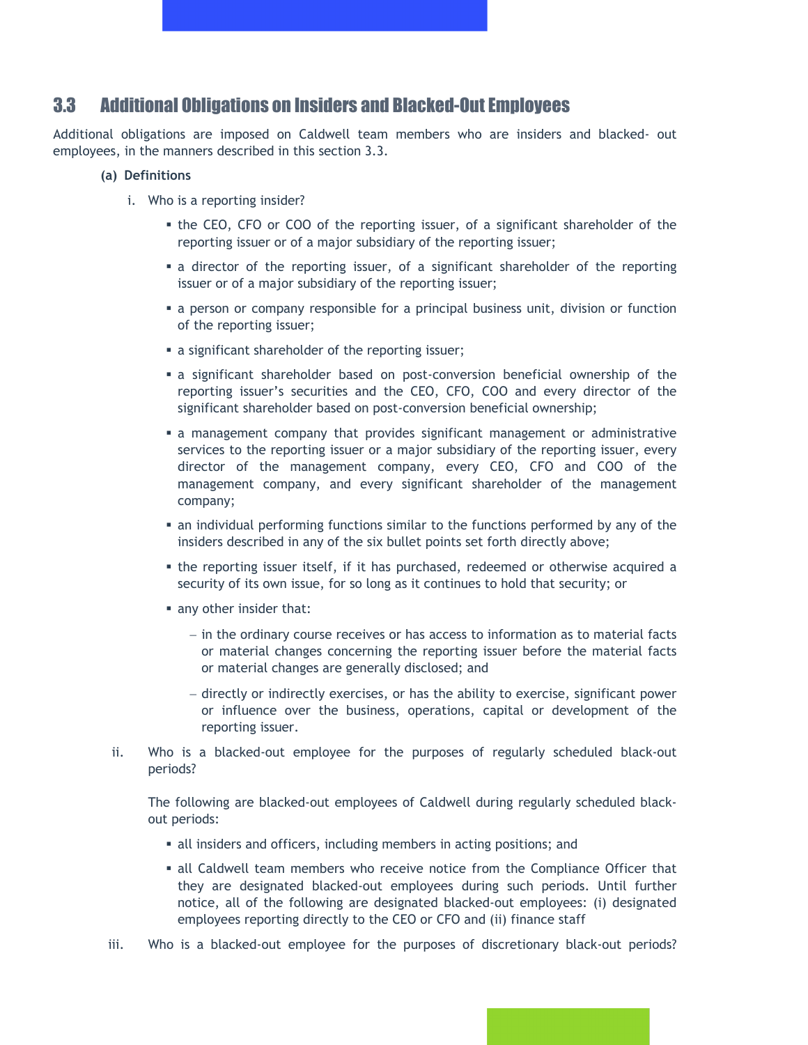## 3.3 Additional Obligations on Insiders and Blacked-Out Employees

Additional obligations are imposed on Caldwell team members who are insiders and blacked- out employees, in the manners described in this section 3.3.

**(a) Definitions**

i. Who is a reporting insider?

- the CEO, CFO or COO of the reporting issuer, of a significant shareholder of the reporting issuer or of a major subsidiary of the reporting issuer;
- a director of the reporting issuer, of a significant shareholder of the reporting issuer or of a major subsidiary of the reporting issuer;
- a person or company responsible for a principal business unit, division or function of the reporting issuer;
- a significant shareholder of the reporting issuer;
- a significant shareholder based on post-conversion beneficial ownership of the reporting issuer's securities and the CEO, CFO, COO and every director of the significant shareholder based on post-conversion beneficial ownership;
- a management company that provides significant management or administrative services to the reporting issuer or a major subsidiary of the reporting issuer, every director of the management company, every CEO, CFO and COO of the management company, and every significant shareholder of the management company;
- an individual performing functions similar to the functions performed by any of the insiders described in any of the six bullet points set forth directly above;
- the reporting issuer itself, if it has purchased, redeemed or otherwise acquired a security of its own issue, for so long as it continues to hold that security; or
- any other insider that:
  - in the ordinary course receives or has access to information as to material facts or material changes concerning the reporting issuer before the material facts or material changes are generally disclosed; and
  - directly or indirectly exercises, or has the ability to exercise, significant power or influence over the business, operations, capital or development of the reporting issuer.

ii. Who is a blacked-out employee for the purposes of regularly scheduled black-out periods?

The following are blacked-out employees of Caldwell during regularly scheduled black-out periods:

- all insiders and officers, including members in acting positions; and
- all Caldwell team members who receive notice from the Compliance Officer that they are designated blacked-out employees during such periods. Until further notice, all of the following are designated blacked-out employees: (i) designated employees reporting directly to the CEO or CFO and (ii) finance staff

iii. Who is a blacked-out employee for the purposes of discretionary black-out periods?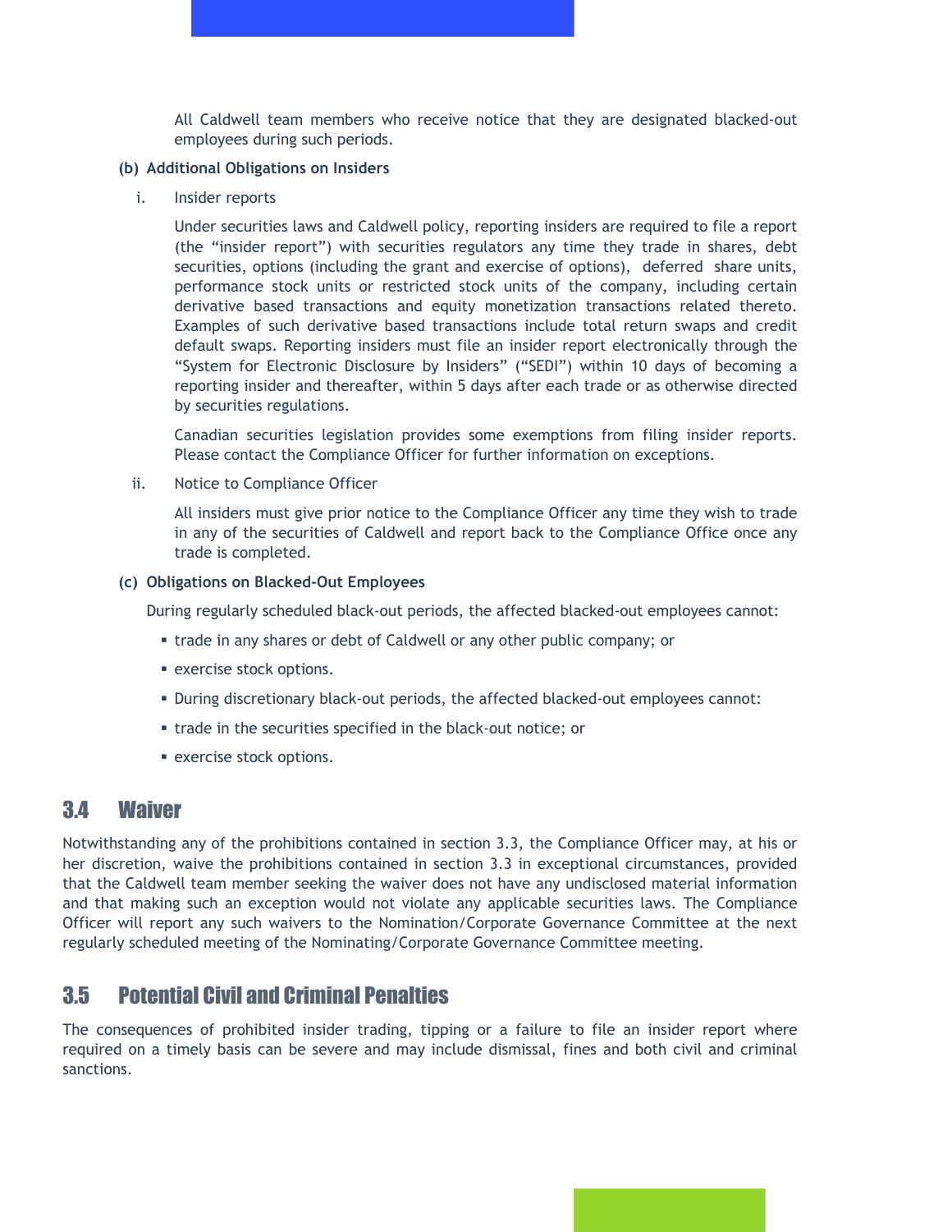All Caldwell team members who receive notice that they are designated blacked-out employees during such periods.

**(b) Additional Obligations on Insiders**

i. Insider reports

Under securities laws and Caldwell policy, reporting insiders are required to file a report (the "insider report") with securities regulators any time they trade in shares, debt securities, options (including the grant and exercise of options), deferred share units, performance stock units or restricted stock units of the company, including certain derivative based transactions and equity monetization transactions related thereto. Examples of such derivative based transactions include total return swaps and credit default swaps. Reporting insiders must file an insider report electronically through the "System for Electronic Disclosure by Insiders" ("SEDI") within 10 days of becoming a reporting insider and thereafter, within 5 days after each trade or as otherwise directed by securities regulations.

Canadian securities legislation provides some exemptions from filing insider reports. Please contact the Compliance Officer for further information on exceptions.

ii. Notice to Compliance Officer

All insiders must give prior notice to the Compliance Officer any time they wish to trade in any of the securities of Caldwell and report back to the Compliance Office once any trade is completed.

**(c) Obligations on Blacked-Out Employees**

During regularly scheduled black-out periods, the affected blacked-out employees cannot:

- trade in any shares or debt of Caldwell or any other public company; or
- exercise stock options.
- During discretionary black-out periods, the affected blacked-out employees cannot:
- trade in the securities specified in the black-out notice; or
- exercise stock options.

## 3.4 Waiver

Notwithstanding any of the prohibitions contained in section 3.3, the Compliance Officer may, at his or her discretion, waive the prohibitions contained in section 3.3 in exceptional circumstances, provided that the Caldwell team member seeking the waiver does not have any undisclosed material information and that making such an exception would not violate any applicable securities laws. The Compliance Officer will report any such waivers to the Nomination/Corporate Governance Committee at the next regularly scheduled meeting of the Nominating/Corporate Governance Committee meeting.

## 3.5 Potential Civil and Criminal Penalties

The consequences of prohibited insider trading, tipping or a failure to file an insider report where required on a timely basis can be severe and may include dismissal, fines and both civil and criminal sanctions.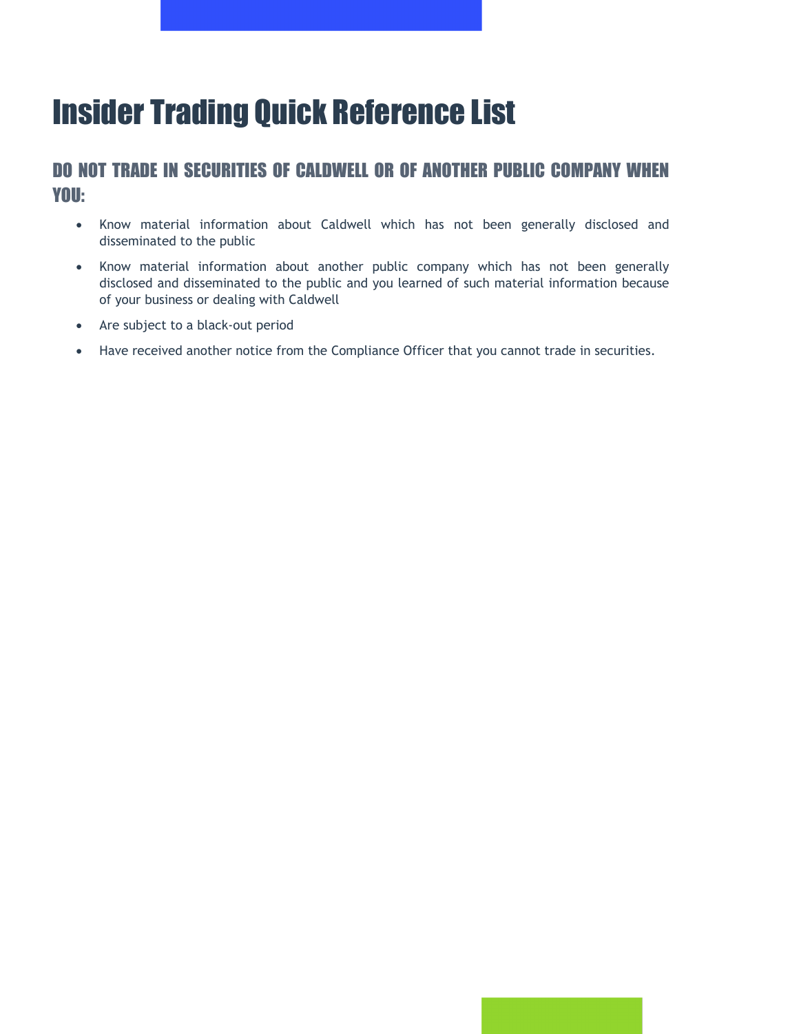# Insider Trading Quick Reference List

## DO NOT TRADE IN SECURITIES OF CALDWELL OR OF ANOTHER PUBLIC COMPANY WHEN YOU:

- Know material information about Caldwell which has not been generally disclosed and disseminated to the public
- Know material information about another public company which has not been generally disclosed and disseminated to the public and you learned of such material information because of your business or dealing with Caldwell
- Are subject to a black-out period
- Have received another notice from the Compliance Officer that you cannot trade in securities.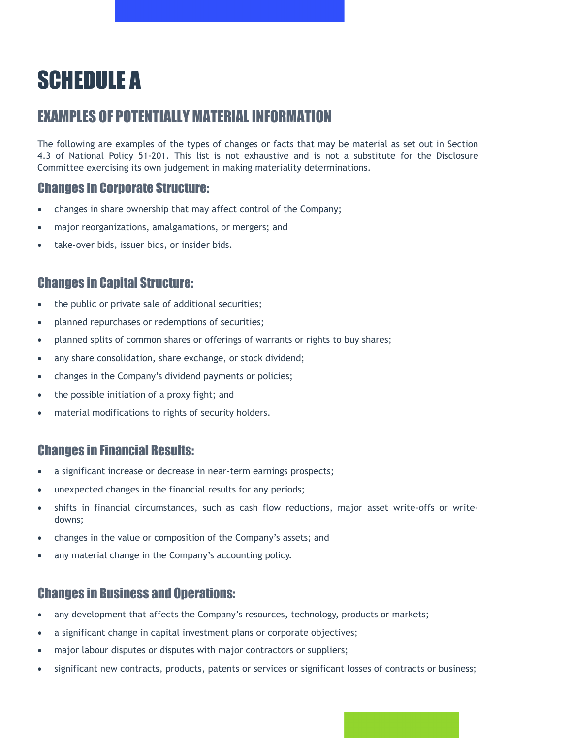# SCHEDULE A

## EXAMPLES OF POTENTIALLY MATERIAL INFORMATION

The following are examples of the types of changes or facts that may be material as set out in Section 4.3 of National Policy 51-201. This list is not exhaustive and is not a substitute for the Disclosure Committee exercising its own judgement in making materiality determinations.

### Changes in Corporate Structure:

- changes in share ownership that may affect control of the Company;
- major reorganizations, amalgamations, or mergers; and
- take-over bids, issuer bids, or insider bids.

### Changes in Capital Structure:

- the public or private sale of additional securities;
- planned repurchases or redemptions of securities;
- planned splits of common shares or offerings of warrants or rights to buy shares;
- any share consolidation, share exchange, or stock dividend;
- changes in the Company's dividend payments or policies;
- the possible initiation of a proxy fight; and
- material modifications to rights of security holders.

### Changes in Financial Results:

- a significant increase or decrease in near-term earnings prospects;
- unexpected changes in the financial results for any periods;
- shifts in financial circumstances, such as cash flow reductions, major asset write-offs or write-downs;
- changes in the value or composition of the Company's assets; and
- any material change in the Company's accounting policy.

### Changes in Business and Operations:

- any development that affects the Company's resources, technology, products or markets;
- a significant change in capital investment plans or corporate objectives;
- major labour disputes or disputes with major contractors or suppliers;
- significant new contracts, products, patents or services or significant losses of contracts or business;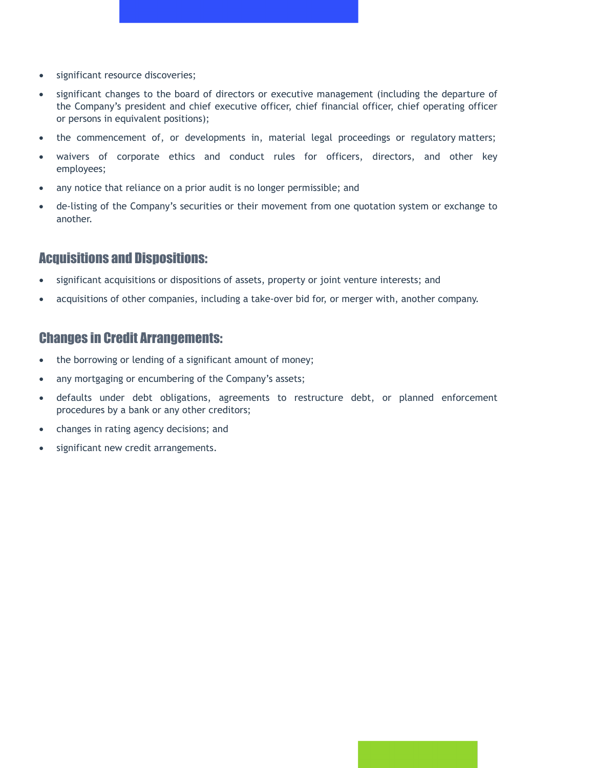- significant resource discoveries;
- significant changes to the board of directors or executive management (including the departure of the Company's president and chief executive officer, chief financial officer, chief operating officer or persons in equivalent positions);
- the commencement of, or developments in, material legal proceedings or regulatory matters;
- waivers of corporate ethics and conduct rules for officers, directors, and other key employees;
- any notice that reliance on a prior audit is no longer permissible; and
- de-listing of the Company's securities or their movement from one quotation system or exchange to another.

## Acquisitions and Dispositions:

- significant acquisitions or dispositions of assets, property or joint venture interests; and
- acquisitions of other companies, including a take-over bid for, or merger with, another company.

## Changes in Credit Arrangements:

- the borrowing or lending of a significant amount of money;
- any mortgaging or encumbering of the Company's assets;
- defaults under debt obligations, agreements to restructure debt, or planned enforcement procedures by a bank or any other creditors;
- changes in rating agency decisions; and
- significant new credit arrangements.